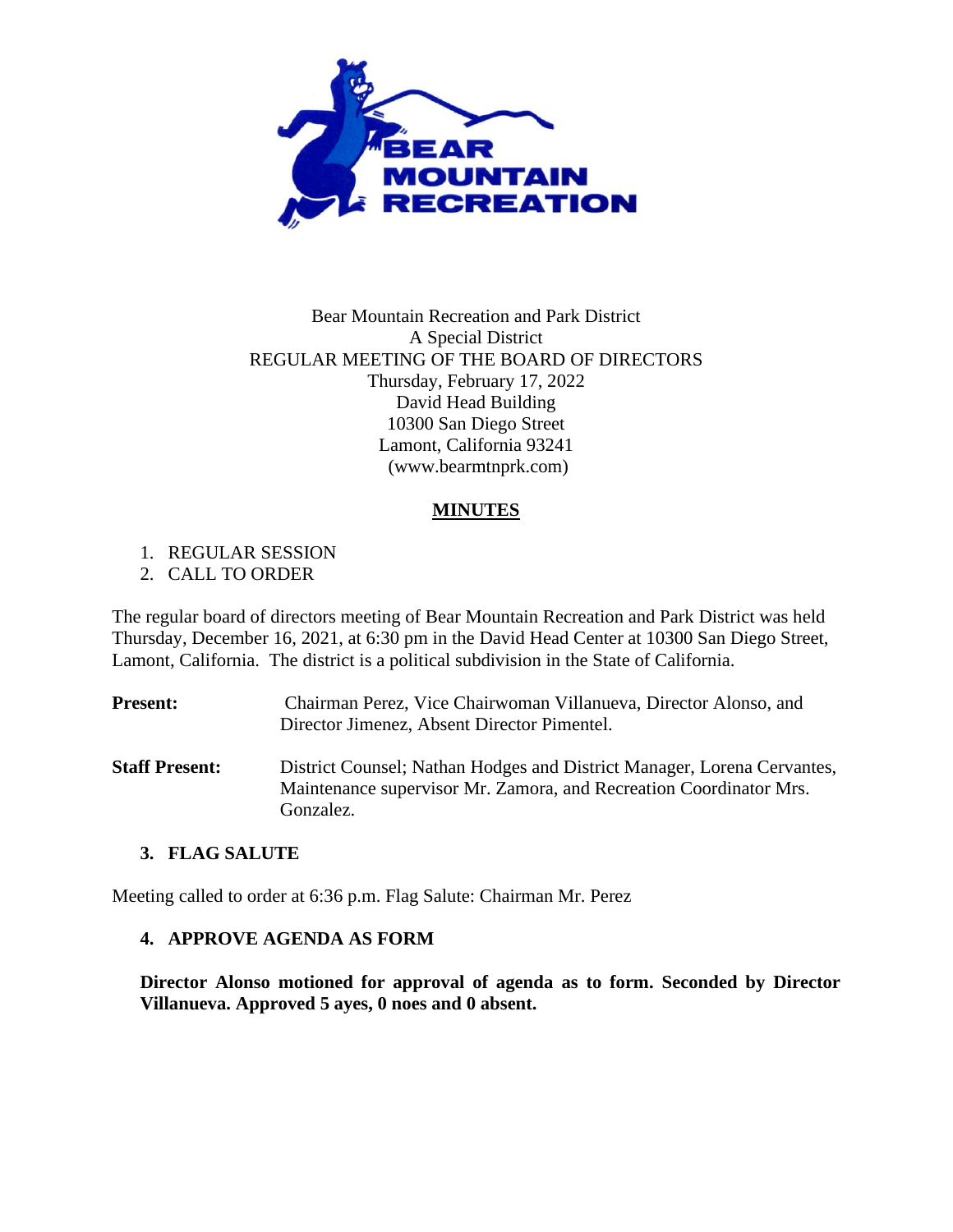Bear Mountain Recreation and Park District
A Special District
REGULAR MEETING OF THE BOARD OF DIRECTORS
Thursday, February 17, 2022
David Head Building
10300 San Diego Street
Lamont, California 93241
(www.bearmtnprk.com)

# MINUTES

1. REGULAR SESSION
2. CALL TO ORDER

The regular board of directors meeting of Bear Mountain Recreation and Park District was held Thursday, December 16, 2021, at 6:30 pm in the David Head Center at 10300 San Diego Street, Lamont, California. The district is a political subdivision in the State of California.

**Present:** Chairman Perez, Vice Chairwoman Villanueva, Director Alonso, and Director Jimenez, Absent Director Pimentel.

**Staff Present:** District Counsel; Nathan Hodges and District Manager, Lorena Cervantes, Maintenance supervisor Mr. Zamora, and Recreation Coordinator Mrs. Gonzalez.

**3. FLAG SALUTE**

Meeting called to order at 6:36 p.m. Flag Salute: Chairman Mr. Perez

**4. APPROVE AGENDA AS FORM**

**Director Alonso motioned for approval of agenda as to form. Seconded by Director Villanueva. Approved 5 ayes, 0 noes and 0 absent.**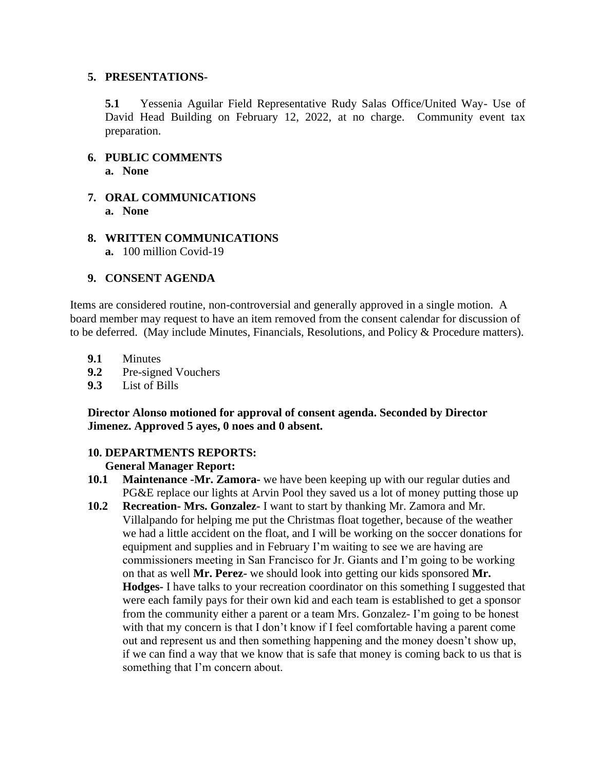**5. PRESENTATIONS-**

**5.1** Yessenia Aguilar Field Representative Rudy Salas Office/United Way- Use of David Head Building on February 12, 2022, at no charge. Community event tax preparation.

**6. PUBLIC COMMENTS**

**a. None**

**7. ORAL COMMUNICATIONS**

**a. None**

**8. WRITTEN COMMUNICATIONS**

**a.** 100 million Covid-19

**9. CONSENT AGENDA**

Items are considered routine, non-controversial and generally approved in a single motion. A board member may request to have an item removed from the consent calendar for discussion of to be deferred. (May include Minutes, Financials, Resolutions, and Policy & Procedure matters).

**9.1** Minutes
**9.2** Pre-signed Vouchers
**9.3** List of Bills

**Director Alonso motioned for approval of consent agenda. Seconded by Director Jimenez. Approved 5 ayes, 0 noes and 0 absent.**

**10. DEPARTMENTS REPORTS:**

**General Manager Report:**

**10.1 Maintenance -Mr. Zamora-** we have been keeping up with our regular duties and PG&E replace our lights at Arvin Pool they saved us a lot of money putting those up

**10.2 Recreation- Mrs. Gonzalez-** I want to start by thanking Mr. Zamora and Mr. Villalpando for helping me put the Christmas float together, because of the weather we had a little accident on the float, and I will be working on the soccer donations for equipment and supplies and in February I'm waiting to see we are having are commissioners meeting in San Francisco for Jr. Giants and I'm going to be working on that as well **Mr. Perez-** we should look into getting our kids sponsored **Mr. Hodges-** I have talks to your recreation coordinator on this something I suggested that were each family pays for their own kid and each team is established to get a sponsor from the community either a parent or a team Mrs. Gonzalez- I'm going to be honest with that my concern is that I don't know if I feel comfortable having a parent come out and represent us and then something happening and the money doesn't show up, if we can find a way that we know that is safe that money is coming back to us that is something that I'm concern about.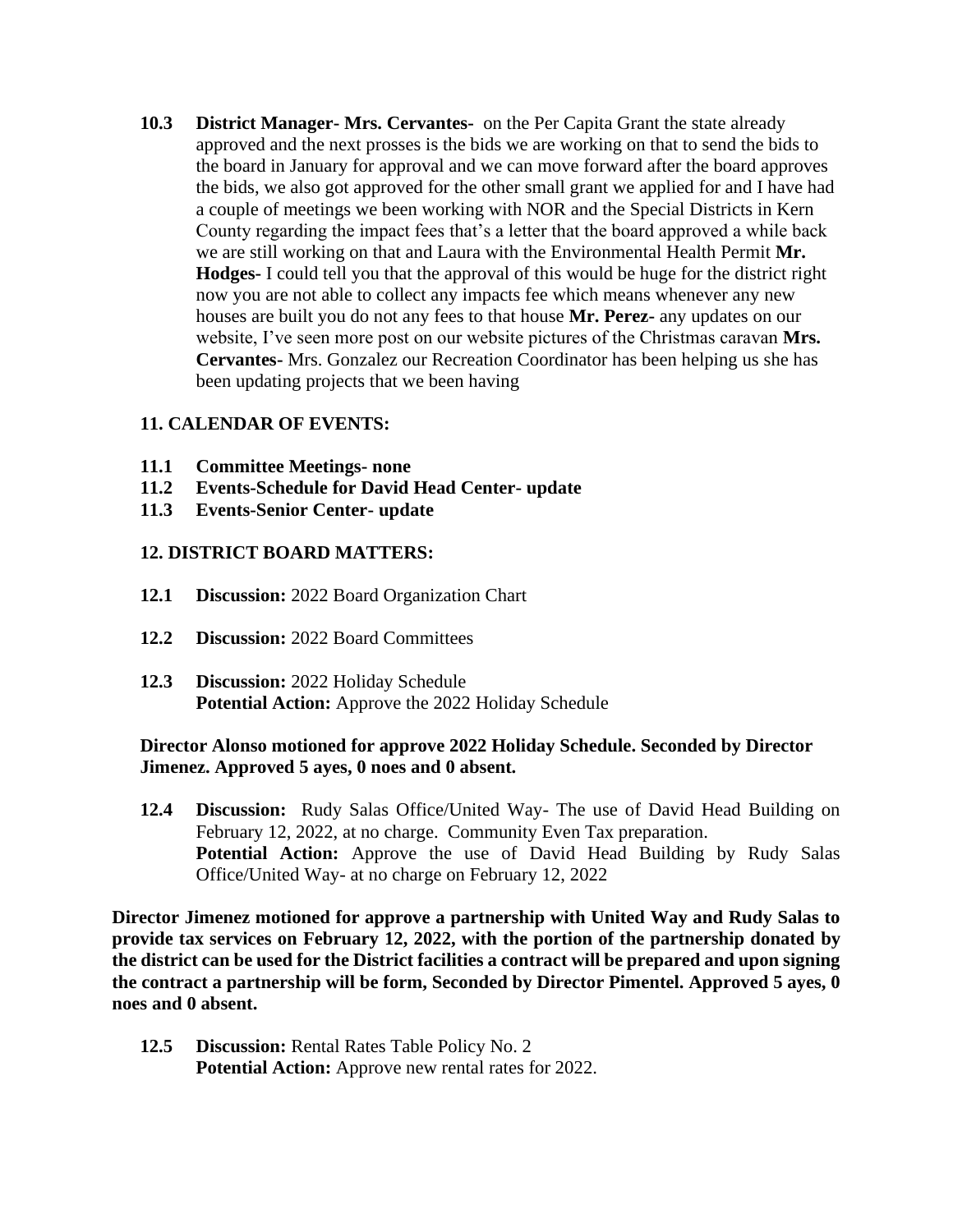**10.3 District Manager- Mrs. Cervantes-** on the Per Capita Grant the state already approved and the next prosses is the bids we are working on that to send the bids to the board in January for approval and we can move forward after the board approves the bids, we also got approved for the other small grant we applied for and I have had a couple of meetings we been working with NOR and the Special Districts in Kern County regarding the impact fees that's a letter that the board approved a while back we are still working on that and Laura with the Environmental Health Permit **Mr. Hodges-** I could tell you that the approval of this would be huge for the district right now you are not able to collect any impacts fee which means whenever any new houses are built you do not any fees to that house **Mr. Perez-** any updates on our website, I've seen more post on our website pictures of the Christmas caravan **Mrs. Cervantes-** Mrs. Gonzalez our Recreation Coordinator has been helping us she has been updating projects that we been having

## 11. CALENDAR OF EVENTS:

**11.1 Committee Meetings- none**
**11.2 Events-Schedule for David Head Center- update**
**11.3 Events-Senior Center- update**

## 12. DISTRICT BOARD MATTERS:

**12.1 Discussion:** 2022 Board Organization Chart

**12.2 Discussion:** 2022 Board Committees

**12.3 Discussion:** 2022 Holiday Schedule
**Potential Action:** Approve the 2022 Holiday Schedule

**Director Alonso motioned for approve 2022 Holiday Schedule. Seconded by Director Jimenez. Approved 5 ayes, 0 noes and 0 absent.**

**12.4 Discussion:** Rudy Salas Office/United Way- The use of David Head Building on February 12, 2022, at no charge. Community Even Tax preparation.
**Potential Action:** Approve the use of David Head Building by Rudy Salas Office/United Way- at no charge on February 12, 2022

**Director Jimenez motioned for approve a partnership with United Way and Rudy Salas to provide tax services on February 12, 2022, with the portion of the partnership donated by the district can be used for the District facilities a contract will be prepared and upon signing the contract a partnership will be form, Seconded by Director Pimentel. Approved 5 ayes, 0 noes and 0 absent.**

**12.5 Discussion:** Rental Rates Table Policy No. 2
**Potential Action:** Approve new rental rates for 2022.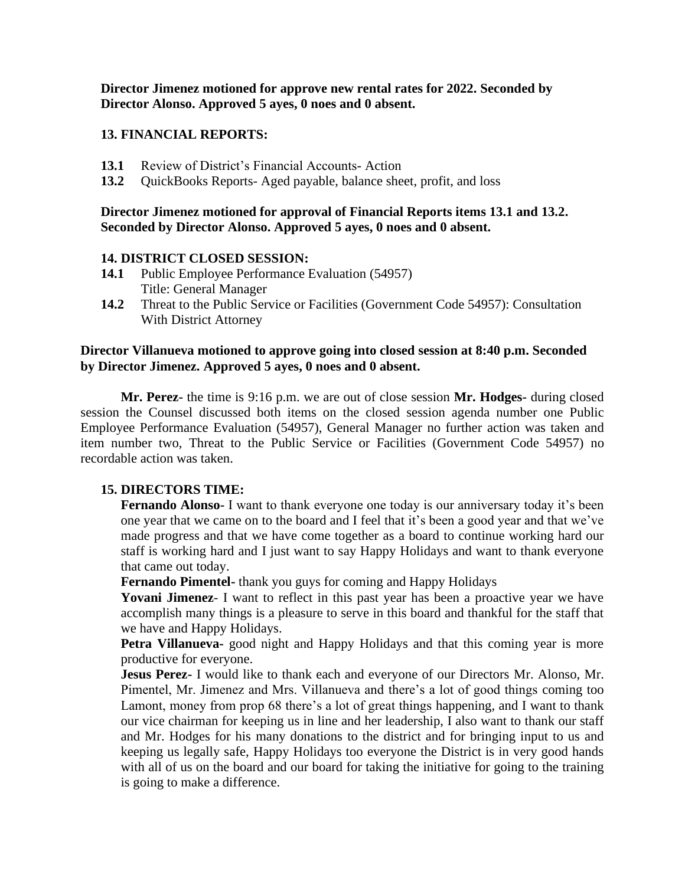**Director Jimenez motioned for approve new rental rates for 2022. Seconded by Director Alonso. Approved 5 ayes, 0 noes and 0 absent.**

**13. FINANCIAL REPORTS:**

**13.1** Review of District's Financial Accounts- Action
**13.2** QuickBooks Reports- Aged payable, balance sheet, profit, and loss

**Director Jimenez motioned for approval of Financial Reports items 13.1 and 13.2. Seconded by Director Alonso. Approved 5 ayes, 0 noes and 0 absent.**

**14. DISTRICT CLOSED SESSION:**

**14.1** Public Employee Performance Evaluation (54957)
Title: General Manager
**14.2** Threat to the Public Service or Facilities (Government Code 54957): Consultation With District Attorney

**Director Villanueva motioned to approve going into closed session at 8:40 p.m. Seconded by Director Jimenez. Approved 5 ayes, 0 noes and 0 absent.**

**Mr. Perez-** the time is 9:16 p.m. we are out of close session **Mr. Hodges-** during closed session the Counsel discussed both items on the closed session agenda number one Public Employee Performance Evaluation (54957), General Manager no further action was taken and item number two, Threat to the Public Service or Facilities (Government Code 54957) no recordable action was taken.

**15. DIRECTORS TIME:**

**Fernando Alonso-** I want to thank everyone one today is our anniversary today it's been one year that we came on to the board and I feel that it's been a good year and that we've made progress and that we have come together as a board to continue working hard our staff is working hard and I just want to say Happy Holidays and want to thank everyone that came out today.

**Fernando Pimentel-** thank you guys for coming and Happy Holidays

**Yovani Jimenez**- I want to reflect in this past year has been a proactive year we have accomplish many things is a pleasure to serve in this board and thankful for the staff that we have and Happy Holidays.

**Petra Villanueva-** good night and Happy Holidays and that this coming year is more productive for everyone.

**Jesus Perez-** I would like to thank each and everyone of our Directors Mr. Alonso, Mr. Pimentel, Mr. Jimenez and Mrs. Villanueva and there's a lot of good things coming too Lamont, money from prop 68 there's a lot of great things happening, and I want to thank our vice chairman for keeping us in line and her leadership, I also want to thank our staff and Mr. Hodges for his many donations to the district and for bringing input to us and keeping us legally safe, Happy Holidays too everyone the District is in very good hands with all of us on the board and our board for taking the initiative for going to the training is going to make a difference.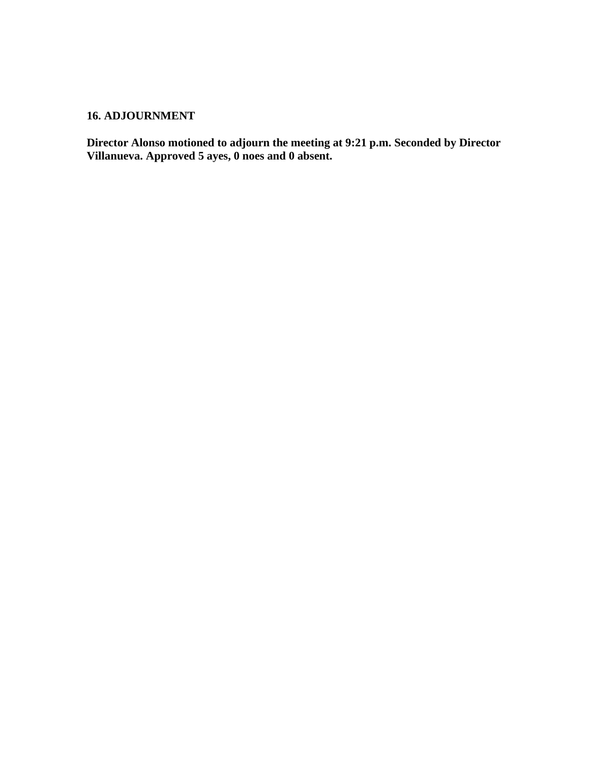**16. ADJOURNMENT**

**Director Alonso motioned to adjourn the meeting at 9:21 p.m. Seconded by Director Villanueva. Approved 5 ayes, 0 noes and 0 absent.**